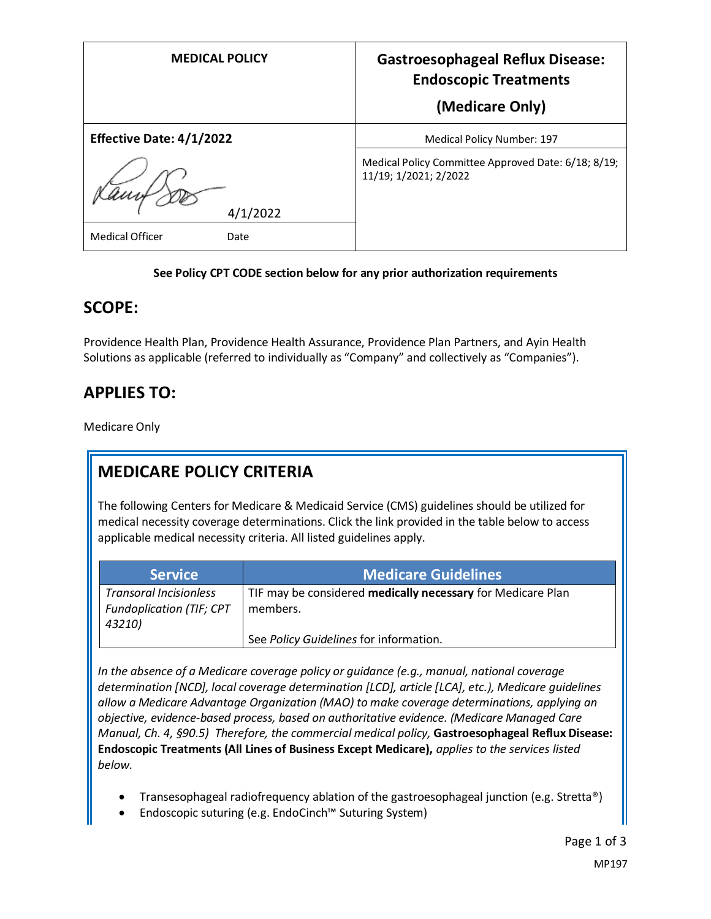| MEDICAL POLICY | Gastroesophageal Reflux Disease: Endoscopic Treatments (Medicare Only) |
|---|---|
| **Effective Date: 4/1/2022** | Medical Policy Number: 197 |
| 4/1/2022 | Medical Policy Committee Approved Date: 6/18; 8/19; 11/19; 1/2021; 2/2022 |
| Medical Officer Date | |

**See Policy CPT CODE section below for any prior authorization requirements**

## SCOPE:

Providence Health Plan, Providence Health Assurance, Providence Plan Partners, and Ayin Health Solutions as applicable (referred to individually as "Company" and collectively as "Companies").

## APPLIES TO:

Medicare Only

## MEDICARE POLICY CRITERIA

The following Centers for Medicare & Medicaid Service (CMS) guidelines should be utilized for medical necessity coverage determinations. Click the link provided in the table below to access applicable medical necessity criteria. All listed guidelines apply.

| Service | Medicare Guidelines |
|---|---|
| *Transoral Incisionless Fundoplication (TIF; CPT 43210)* | TIF may be considered **medically necessary** for Medicare Plan members.<br><br>See *Policy Guidelines* for information. |

*In the absence of a Medicare coverage policy or guidance (e.g., manual, national coverage determination [NCD], local coverage determination [LCD], article [LCA], etc.), Medicare guidelines allow a Medicare Advantage Organization (MAO) to make coverage determinations, applying an objective, evidence-based process, based on authoritative evidence. (Medicare Managed Care Manual, Ch. 4, §90.5) Therefore, the commercial medical policy,* **Gastroesophageal Reflux Disease: Endoscopic Treatments (All Lines of Business Except Medicare),** *applies to the services listed below.*

- Transesophageal radiofrequency ablation of the gastroesophageal junction (e.g. Stretta®)
- Endoscopic suturing (e.g. EndoCinch™ Suturing System)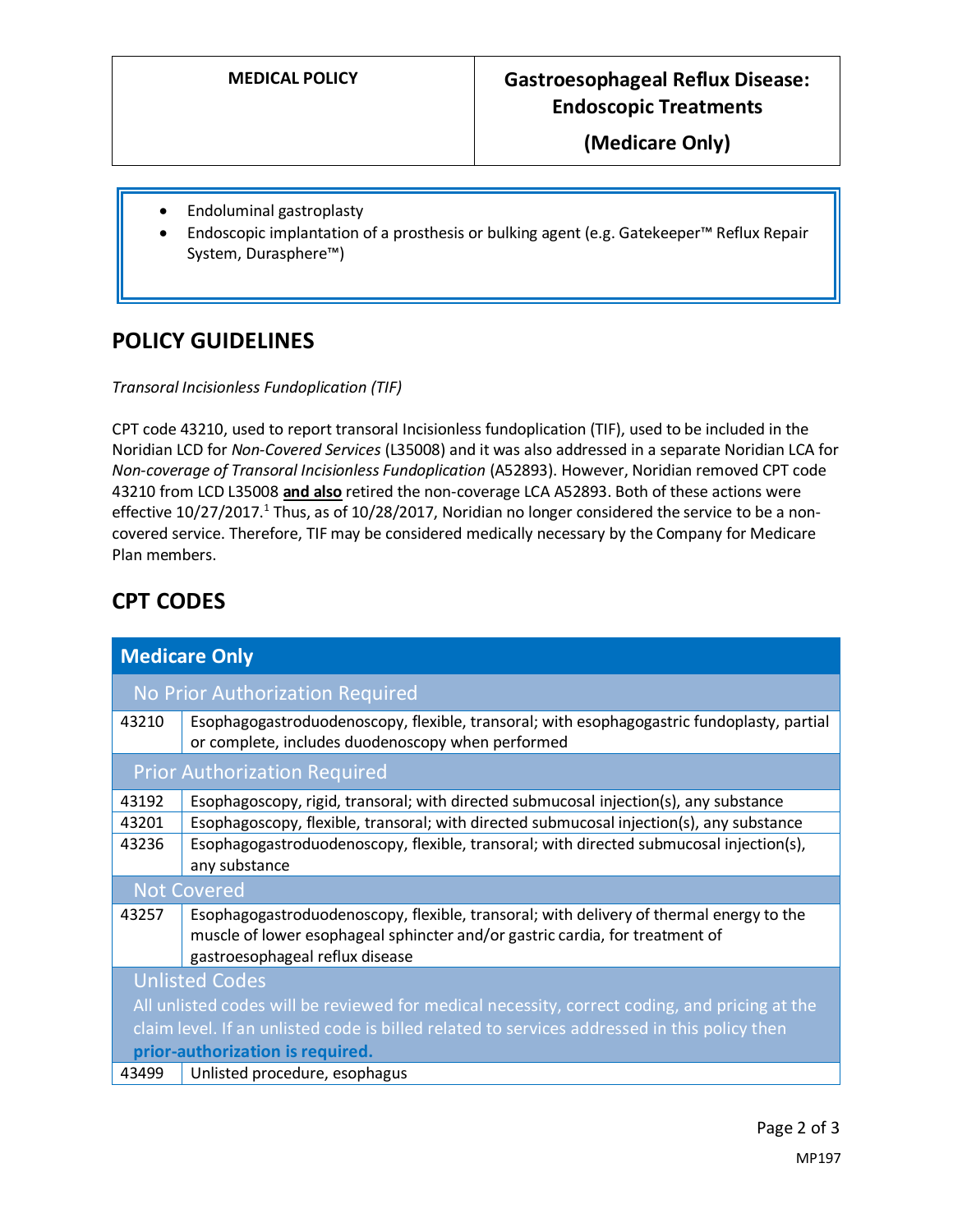- Endoluminal gastroplasty
- Endoscopic implantation of a prosthesis or bulking agent (e.g. Gatekeeper™ Reflux Repair System, Durasphere™)

## POLICY GUIDELINES

*Transoral Incisionless Fundoplication (TIF)*

CPT code 43210, used to report transoral Incisionless fundoplication (TIF), used to be included in the Noridian LCD for *Non-Covered Services* (L35008) and it was also addressed in a separate Noridian LCA for *Non-coverage of Transoral Incisionless Fundoplication* (A52893). However, Noridian removed CPT code 43210 from LCD L35008 **and also** retired the non-coverage LCA A52893. Both of these actions were effective 10/27/2017.[1] Thus, as of 10/28/2017, Noridian no longer considered the service to be a non-covered service. Therefore, TIF may be considered medically necessary by the Company for Medicare Plan members.

## CPT CODES

| Medicare Only | |
|---|---|
| **No Prior Authorization Required** | |
| 43210 | Esophagogastroduodenoscopy, flexible, transoral; with esophagogastric fundoplasty, partial or complete, includes duodenoscopy when performed |
| **Prior Authorization Required** | |
| 43192 | Esophagoscopy, rigid, transoral; with directed submucosal injection(s), any substance |
| 43201 | Esophagoscopy, flexible, transoral; with directed submucosal injection(s), any substance |
| 43236 | Esophagogastroduodenoscopy, flexible, transoral; with directed submucosal injection(s), any substance |
| **Not Covered** | |
| 43257 | Esophagogastroduodenoscopy, flexible, transoral; with delivery of thermal energy to the muscle of lower esophageal sphincter and/or gastric cardia, for treatment of gastroesophageal reflux disease |
| **Unlisted Codes**<br>All unlisted codes will be reviewed for medical necessity, correct coding, and pricing at the claim level. If an unlisted code is billed related to services addressed in this policy then **prior-authorization is required.** | |
| 43499 | Unlisted procedure, esophagus |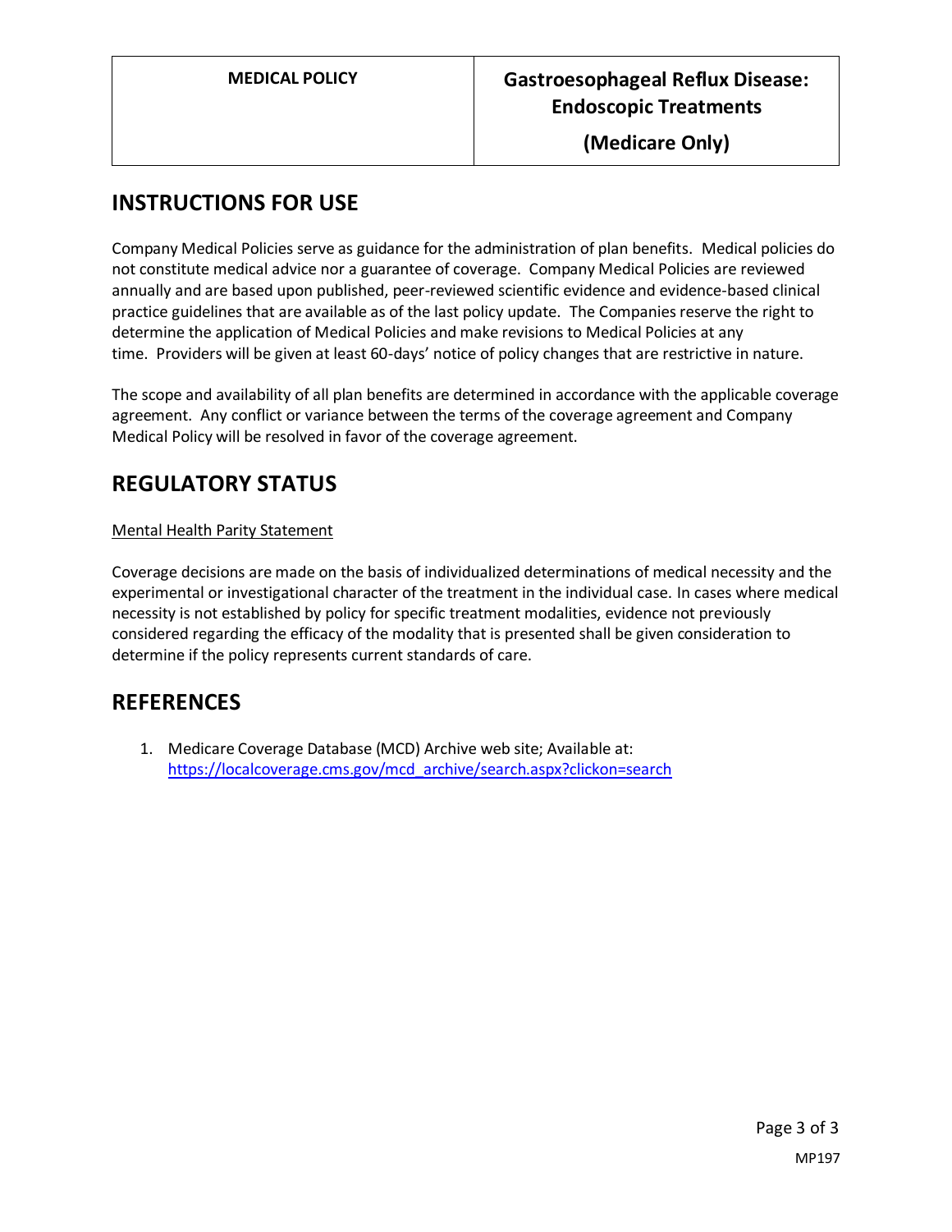## INSTRUCTIONS FOR USE

Company Medical Policies serve as guidance for the administration of plan benefits. Medical policies do not constitute medical advice nor a guarantee of coverage. Company Medical Policies are reviewed annually and are based upon published, peer-reviewed scientific evidence and evidence-based clinical practice guidelines that are available as of the last policy update. The Companies reserve the right to determine the application of Medical Policies and make revisions to Medical Policies at any time. Providers will be given at least 60-days' notice of policy changes that are restrictive in nature.

The scope and availability of all plan benefits are determined in accordance with the applicable coverage agreement. Any conflict or variance between the terms of the coverage agreement and Company Medical Policy will be resolved in favor of the coverage agreement.

## REGULATORY STATUS

Mental Health Parity Statement

Coverage decisions are made on the basis of individualized determinations of medical necessity and the experimental or investigational character of the treatment in the individual case. In cases where medical necessity is not established by policy for specific treatment modalities, evidence not previously considered regarding the efficacy of the modality that is presented shall be given consideration to determine if the policy represents current standards of care.

## REFERENCES

1. Medicare Coverage Database (MCD) Archive web site; Available at: https://localcoverage.cms.gov/mcd_archive/search.aspx?clickon=search